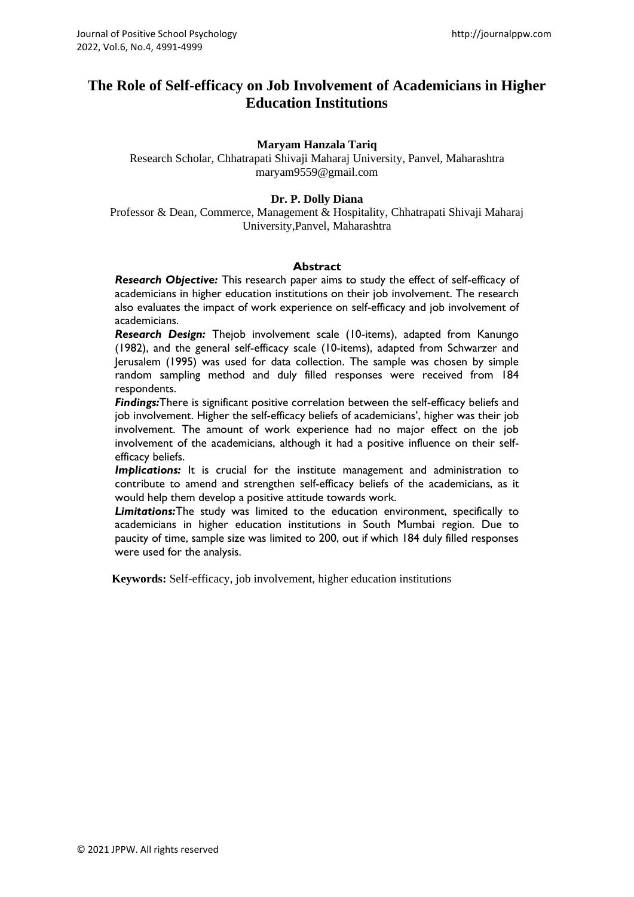# The Role of Self-efficacy on Job Involvement of Academicians in Higher Education Institutions

**Maryam Hanzala Tariq**

Research Scholar, Chhatrapati Shivaji Maharaj University, Panvel, Maharashtra
maryam9559@gmail.com

**Dr. P. Dolly Diana**

Professor & Dean, Commerce, Management & Hospitality, Chhatrapati Shivaji Maharaj University,Panvel, Maharashtra

## Abstract

***Research Objective:*** This research paper aims to study the effect of self-efficacy of academicians in higher education institutions on their job involvement. The research also evaluates the impact of work experience on self-efficacy and job involvement of academicians.

***Research Design:*** Thejob involvement scale (10-items), adapted from Kanungo (1982), and the general self-efficacy scale (10-items), adapted from Schwarzer and Jerusalem (1995) was used for data collection. The sample was chosen by simple random sampling method and duly filled responses were received from 184 respondents.

***Findings:***There is significant positive correlation between the self-efficacy beliefs and job involvement. Higher the self-efficacy beliefs of academicians', higher was their job involvement. The amount of work experience had no major effect on the job involvement of the academicians, although it had a positive influence on their self-efficacy beliefs.

***Implications:*** It is crucial for the institute management and administration to contribute to amend and strengthen self-efficacy beliefs of the academicians, as it would help them develop a positive attitude towards work.

***Limitations:***The study was limited to the education environment, specifically to academicians in higher education institutions in South Mumbai region. Due to paucity of time, sample size was limited to 200, out if which 184 duly filled responses were used for the analysis.

**Keywords:** Self-efficacy, job involvement, higher education institutions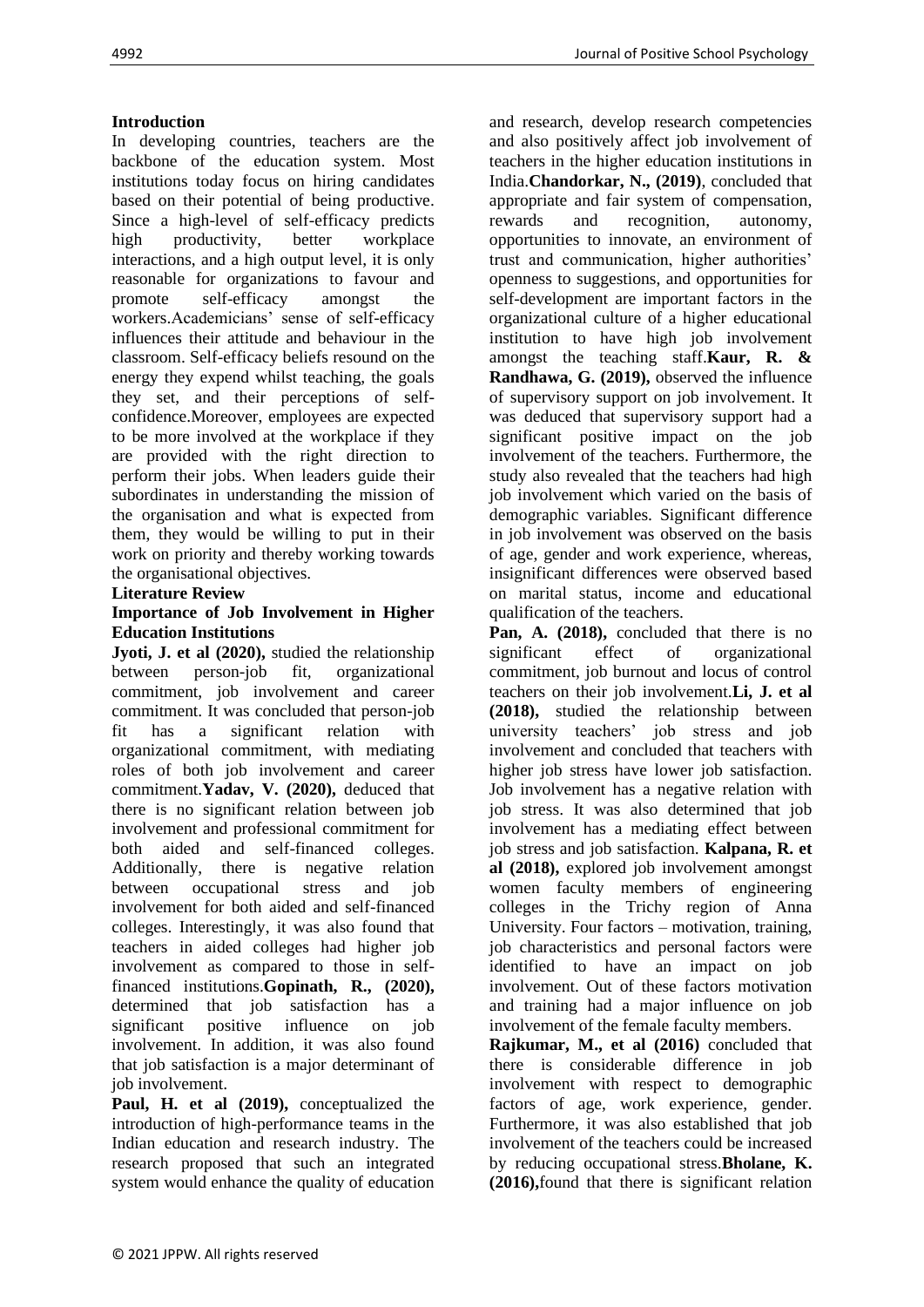## Introduction

In developing countries, teachers are the backbone of the education system. Most institutions today focus on hiring candidates based on their potential of being productive. Since a high-level of self-efficacy predicts high productivity, better workplace interactions, and a high output level, it is only reasonable for organizations to favour and promote self-efficacy amongst the workers.Academicians' sense of self-efficacy influences their attitude and behaviour in the classroom. Self-efficacy beliefs resound on the energy they expend whilst teaching, the goals they set, and their perceptions of self-confidence.Moreover, employees are expected to be more involved at the workplace if they are provided with the right direction to perform their jobs. When leaders guide their subordinates in understanding the mission of the organisation and what is expected from them, they would be willing to put in their work on priority and thereby working towards the organisational objectives.

## Literature Review

### Importance of Job Involvement in Higher Education Institutions

**Jyoti, J. et al (2020),** studied the relationship between person-job fit, organizational commitment, job involvement and career commitment. It was concluded that person-job fit has a significant relation with organizational commitment, with mediating roles of both job involvement and career commitment.**Yadav, V. (2020),** deduced that there is no significant relation between job involvement and professional commitment for both aided and self-financed colleges. Additionally, there is negative relation between occupational stress and job involvement for both aided and self-financed colleges. Interestingly, it was also found that teachers in aided colleges had higher job involvement as compared to those in self-financed institutions.**Gopinath, R., (2020),** determined that job satisfaction has a significant positive influence on job involvement. In addition, it was also found that job satisfaction is a major determinant of job involvement.

**Paul, H. et al (2019),** conceptualized the introduction of high-performance teams in the Indian education and research industry. The research proposed that such an integrated system would enhance the quality of education and research, develop research competencies and also positively affect job involvement of teachers in the higher education institutions in India.**Chandorkar, N., (2019)**, concluded that appropriate and fair system of compensation, rewards and recognition, autonomy, opportunities to innovate, an environment of trust and communication, higher authorities' openness to suggestions, and opportunities for self-development are important factors in the organizational culture of a higher educational institution to have high job involvement amongst the teaching staff.**Kaur, R. & Randhawa, G. (2019),** observed the influence of supervisory support on job involvement. It was deduced that supervisory support had a significant positive impact on the job involvement of the teachers. Furthermore, the study also revealed that the teachers had high job involvement which varied on the basis of demographic variables. Significant difference in job involvement was observed on the basis of age, gender and work experience, whereas, insignificant differences were observed based on marital status, income and educational qualification of the teachers.

**Pan, A. (2018),** concluded that there is no significant effect of organizational commitment, job burnout and locus of control teachers on their job involvement.**Li, J. et al (2018),** studied the relationship between university teachers' job stress and job involvement and concluded that teachers with higher job stress have lower job satisfaction. Job involvement has a negative relation with job stress. It was also determined that job involvement has a mediating effect between job stress and job satisfaction. **Kalpana, R. et al (2018),** explored job involvement amongst women faculty members of engineering colleges in the Trichy region of Anna University. Four factors – motivation, training, job characteristics and personal factors were identified to have an impact on job involvement. Out of these factors motivation and training had a major influence on job involvement of the female faculty members.

**Rajkumar, M., et al (2016)** concluded that there is considerable difference in job involvement with respect to demographic factors of age, work experience, gender. Furthermore, it was also established that job involvement of the teachers could be increased by reducing occupational stress.**Bholane, K. (2016),**found that there is significant relation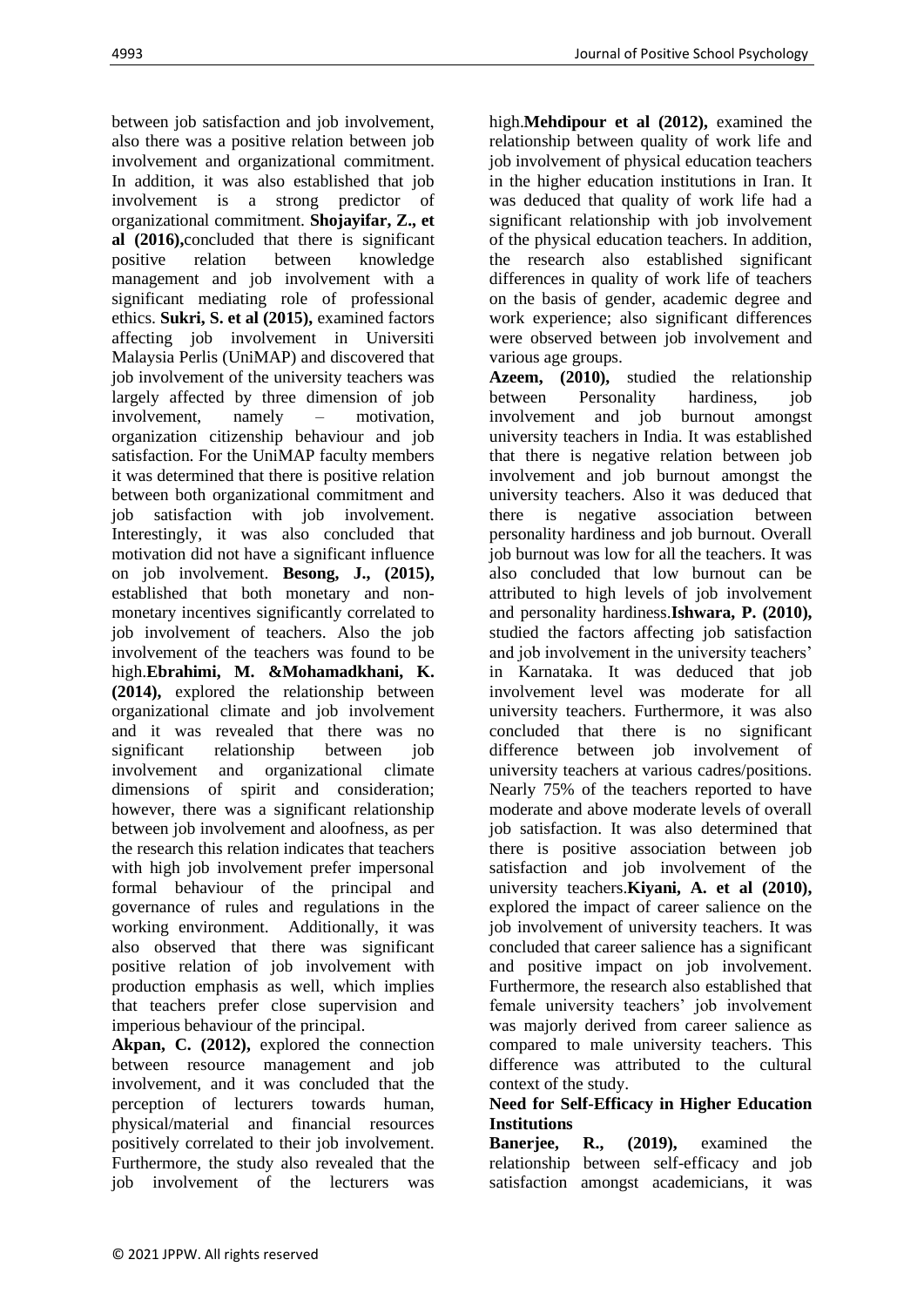between job satisfaction and job involvement, also there was a positive relation between job involvement and organizational commitment. In addition, it was also established that job involvement is a strong predictor of organizational commitment. **Shojayifar, Z., et al (2016),**concluded that there is significant positive relation between knowledge management and job involvement with a significant mediating role of professional ethics. **Sukri, S. et al (2015),** examined factors affecting job involvement in Universiti Malaysia Perlis (UniMAP) and discovered that job involvement of the university teachers was largely affected by three dimension of job involvement, namely – motivation, organization citizenship behaviour and job satisfaction. For the UniMAP faculty members it was determined that there is positive relation between both organizational commitment and job satisfaction with job involvement. Interestingly, it was also concluded that motivation did not have a significant influence on job involvement. **Besong, J., (2015),** established that both monetary and non-monetary incentives significantly correlated to job involvement of teachers. Also the job involvement of the teachers was found to be high.**Ebrahimi, M. &Mohamadkhani, K. (2014),** explored the relationship between organizational climate and job involvement and it was revealed that there was no significant relationship between job involvement and organizational climate dimensions of spirit and consideration; however, there was a significant relationship between job involvement and aloofness, as per the research this relation indicates that teachers with high job involvement prefer impersonal formal behaviour of the principal and governance of rules and regulations in the working environment. Additionally, it was also observed that there was significant positive relation of job involvement with production emphasis as well, which implies that teachers prefer close supervision and imperious behaviour of the principal.

**Akpan, C. (2012),** explored the connection between resource management and job involvement, and it was concluded that the perception of lecturers towards human, physical/material and financial resources positively correlated to their job involvement. Furthermore, the study also revealed that the job involvement of the lecturers was high.**Mehdipour et al (2012),** examined the relationship between quality of work life and job involvement of physical education teachers in the higher education institutions in Iran. It was deduced that quality of work life had a significant relationship with job involvement of the physical education teachers. In addition, the research also established significant differences in quality of work life of teachers on the basis of gender, academic degree and work experience; also significant differences were observed between job involvement and various age groups.

**Azeem, (2010),** studied the relationship between Personality hardiness, job involvement and job burnout amongst university teachers in India. It was established that there is negative relation between job involvement and job burnout amongst the university teachers. Also it was deduced that there is negative association between personality hardiness and job burnout. Overall job burnout was low for all the teachers. It was also concluded that low burnout can be attributed to high levels of job involvement and personality hardiness.**Ishwara, P. (2010),** studied the factors affecting job satisfaction and job involvement in the university teachers' in Karnataka. It was deduced that job involvement level was moderate for all university teachers. Furthermore, it was also concluded that there is no significant difference between job involvement of university teachers at various cadres/positions. Nearly 75% of the teachers reported to have moderate and above moderate levels of overall job satisfaction. It was also determined that there is positive association between job satisfaction and job involvement of the university teachers.**Kiyani, A. et al (2010),** explored the impact of career salience on the job involvement of university teachers. It was concluded that career salience has a significant and positive impact on job involvement. Furthermore, the research also established that female university teachers' job involvement was majorly derived from career salience as compared to male university teachers. This difference was attributed to the cultural context of the study.

### Need for Self-Efficacy in Higher Education Institutions

**Banerjee, R., (2019),** examined the relationship between self-efficacy and job satisfaction amongst academicians, it was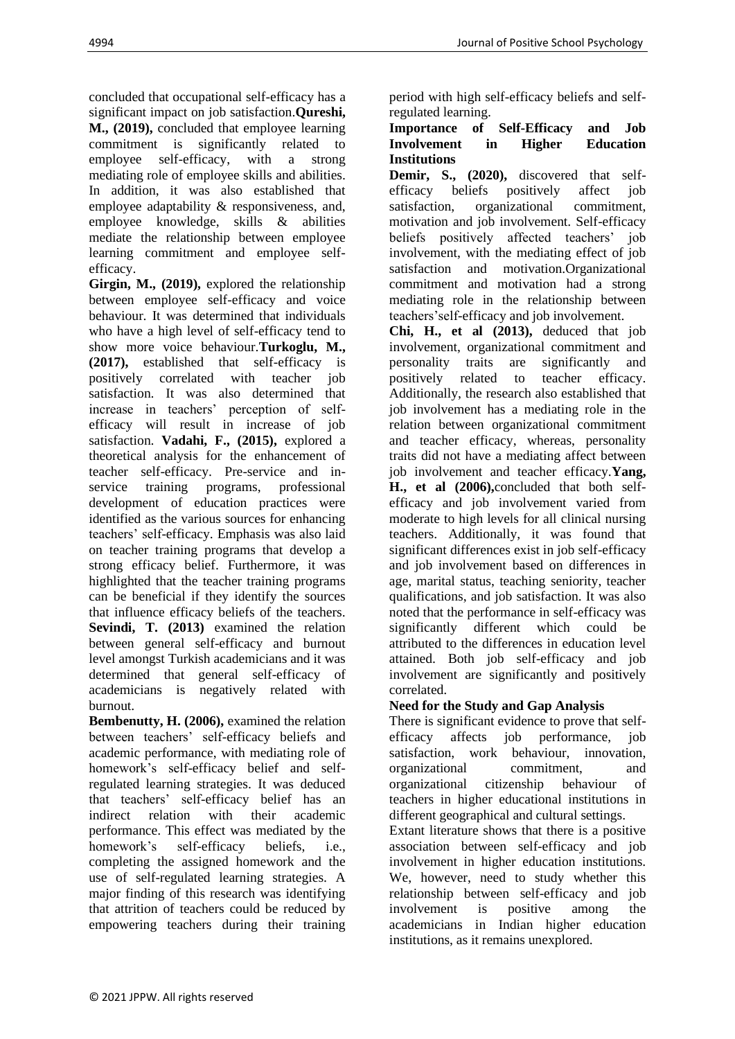concluded that occupational self-efficacy has a significant impact on job satisfaction.**Qureshi, M., (2019),** concluded that employee learning commitment is significantly related to employee self-efficacy, with a strong mediating role of employee skills and abilities. In addition, it was also established that employee adaptability & responsiveness, and, employee knowledge, skills & abilities mediate the relationship between employee learning commitment and employee self-efficacy.

**Girgin, M., (2019),** explored the relationship between employee self-efficacy and voice behaviour. It was determined that individuals who have a high level of self-efficacy tend to show more voice behaviour.**Turkoglu, M., (2017),** established that self-efficacy is positively correlated with teacher job satisfaction. It was also determined that increase in teachers' perception of self-efficacy will result in increase of job satisfaction. **Vadahi, F., (2015),** explored a theoretical analysis for the enhancement of teacher self-efficacy. Pre-service and in-service training programs, professional development of education practices were identified as the various sources for enhancing teachers' self-efficacy. Emphasis was also laid on teacher training programs that develop a strong efficacy belief. Furthermore, it was highlighted that the teacher training programs can be beneficial if they identify the sources that influence efficacy beliefs of the teachers. **Sevindi, T. (2013)** examined the relation between general self-efficacy and burnout level amongst Turkish academicians and it was determined that general self-efficacy of academicians is negatively related with burnout.

**Bembenutty, H. (2006),** examined the relation between teachers' self-efficacy beliefs and academic performance, with mediating role of homework's self-efficacy belief and self-regulated learning strategies. It was deduced that teachers' self-efficacy belief has an indirect relation with their academic performance. This effect was mediated by the homework's self-efficacy beliefs, i.e., completing the assigned homework and the use of self-regulated learning strategies. A major finding of this research was identifying that attrition of teachers could be reduced by empowering teachers during their training period with high self-efficacy beliefs and self-regulated learning.

**Importance of Self-Efficacy and Job Involvement in Higher Education Institutions**

**Demir, S., (2020),** discovered that self-efficacy beliefs positively affect job satisfaction, organizational commitment, motivation and job involvement. Self-efficacy beliefs positively affected teachers' job involvement, with the mediating effect of job satisfaction and motivation.Organizational commitment and motivation had a strong mediating role in the relationship between teachers'self-efficacy and job involvement.

**Chi, H., et al (2013),** deduced that job involvement, organizational commitment and personality traits are significantly and positively related to teacher efficacy. Additionally, the research also established that job involvement has a mediating role in the relation between organizational commitment and teacher efficacy, whereas, personality traits did not have a mediating affect between job involvement and teacher efficacy.**Yang, H., et al (2006),**concluded that both self-efficacy and job involvement varied from moderate to high levels for all clinical nursing teachers. Additionally, it was found that significant differences exist in job self-efficacy and job involvement based on differences in age, marital status, teaching seniority, teacher qualifications, and job satisfaction. It was also noted that the performance in self-efficacy was significantly different which could be attributed to the differences in education level attained. Both job self-efficacy and job involvement are significantly and positively correlated.

**Need for the Study and Gap Analysis**

There is significant evidence to prove that self-efficacy affects job performance, job satisfaction, work behaviour, innovation, organizational commitment, and organizational citizenship behaviour of teachers in higher educational institutions in different geographical and cultural settings.

Extant literature shows that there is a positive association between self-efficacy and job involvement in higher education institutions. We, however, need to study whether this relationship between self-efficacy and job involvement is positive among the academicians in Indian higher education institutions, as it remains unexplored.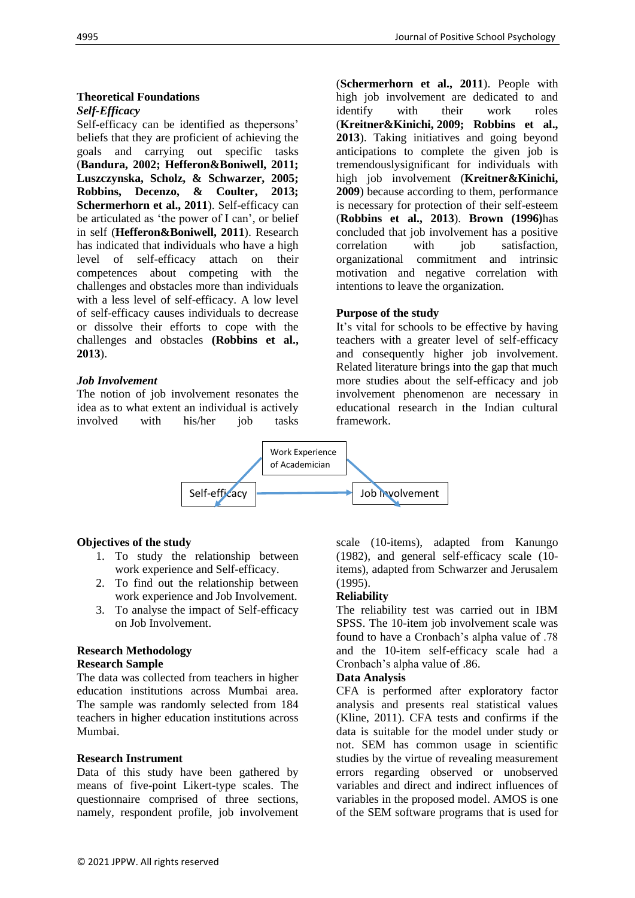## Theoretical Foundations

### *Self-Efficacy*

Self-efficacy can be identified as thepersons' beliefs that they are proficient of achieving the goals and carrying out specific tasks (**Bandura, 2002; Hefferon&Boniwell, 2011; Luszczynska, Scholz, & Schwarzer, 2005; Robbins, Decenzo, & Coulter, 2013; Schermerhorn et al., 2011**). Self-efficacy can be articulated as 'the power of I can', or belief in self (**Hefferon&Boniwell, 2011**). Research has indicated that individuals who have a high level of self-efficacy attach on their competences about competing with the challenges and obstacles more than individuals with a less level of self-efficacy. A low level of self-efficacy causes individuals to decrease or dissolve their efforts to cope with the challenges and obstacles **(Robbins et al., 2013**).

### *Job Involvement*

The notion of job involvement resonates the idea as to what extent an individual is actively involved with his/her job tasks (**Schermerhorn et al., 2011**). People with high job involvement are dedicated to and identify with their work roles (**Kreitner&Kinichi, 2009; Robbins et al., 2013**). Taking initiatives and going beyond anticipations to complete the given job is tremendouslysignificant for individuals with high job involvement (**Kreitner&Kinichi, 2009**) because according to them, performance is necessary for protection of their self-esteem (**Robbins et al., 2013**). **Brown (1996)**has concluded that job involvement has a positive correlation with job satisfaction, organizational commitment and intrinsic motivation and negative correlation with intentions to leave the organization.

## Purpose of the study

It's vital for schools to be effective by having teachers with a greater level of self-efficacy and consequently higher job involvement. Related literature brings into the gap that much more studies about the self-efficacy and job involvement phenomenon are necessary in educational research in the Indian cultural framework.

Work Experience of Academician

Self-efficacy → Job Involvement

## Objectives of the study

1. To study the relationship between work experience and Self-efficacy.
2. To find out the relationship between work experience and Job Involvement.
3. To analyse the impact of Self-efficacy on Job Involvement.

## Research Methodology

### Research Sample

The data was collected from teachers in higher education institutions across Mumbai area. The sample was randomly selected from 184 teachers in higher education institutions across Mumbai.

### Research Instrument

Data of this study have been gathered by means of five-point Likert-type scales. The questionnaire comprised of three sections, namely, respondent profile, job involvement scale (10-items), adapted from Kanungo (1982), and general self-efficacy scale (10-items), adapted from Schwarzer and Jerusalem (1995).

### Reliability

The reliability test was carried out in IBM SPSS. The 10-item job involvement scale was found to have a Cronbach's alpha value of .78 and the 10-item self-efficacy scale had a Cronbach's alpha value of .86.

### Data Analysis

CFA is performed after exploratory factor analysis and presents real statistical values (Kline, 2011). CFA tests and confirms if the data is suitable for the model under study or not. SEM has common usage in scientific studies by the virtue of revealing measurement errors regarding observed or unobserved variables and direct and indirect influences of variables in the proposed model. AMOS is one of the SEM software programs that is used for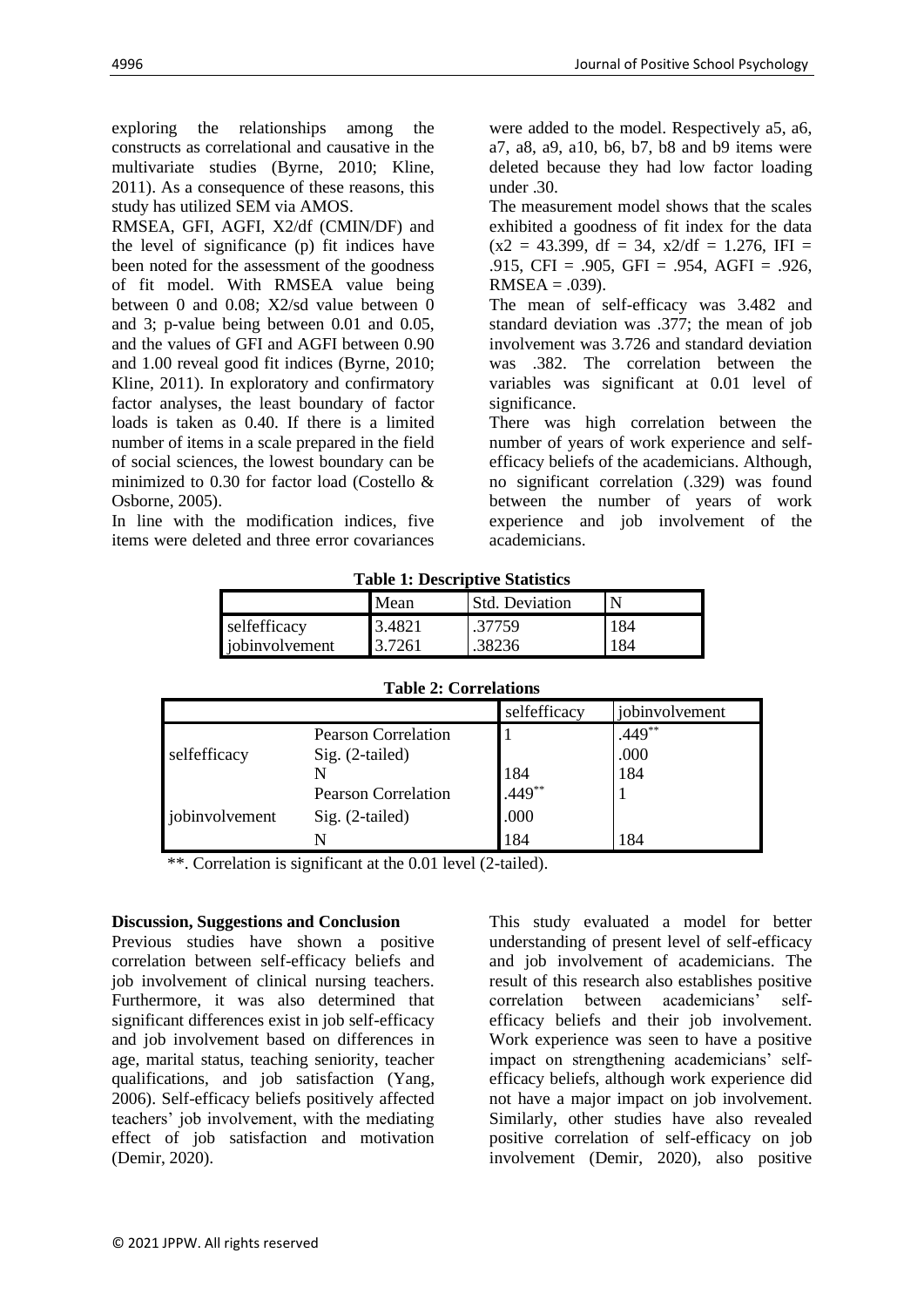exploring the relationships among the constructs as correlational and causative in the multivariate studies (Byrne, 2010; Kline, 2011). As a consequence of these reasons, this study has utilized SEM via AMOS.

RMSEA, GFI, AGFI, X2/df (CMIN/DF) and the level of significance (p) fit indices have been noted for the assessment of the goodness of fit model. With RMSEA value being between 0 and 0.08; X2/sd value between 0 and 3; p-value being between 0.01 and 0.05, and the values of GFI and AGFI between 0.90 and 1.00 reveal good fit indices (Byrne, 2010; Kline, 2011). In exploratory and confirmatory factor analyses, the least boundary of factor loads is taken as 0.40. If there is a limited number of items in a scale prepared in the field of social sciences, the lowest boundary can be minimized to 0.30 for factor load (Costello & Osborne, 2005).

In line with the modification indices, five items were deleted and three error covariances were added to the model. Respectively a5, a6, a7, a8, a9, a10, b6, b7, b8 and b9 items were deleted because they had low factor loading under .30.

The measurement model shows that the scales exhibited a goodness of fit index for the data (x2 = 43.399, df = 34, x2/df = 1.276, IFI = .915, CFI = .905, GFI = .954, AGFI = .926, RMSEA = .039).

The mean of self-efficacy was 3.482 and standard deviation was .377; the mean of job involvement was 3.726 and standard deviation was .382. The correlation between the variables was significant at 0.01 level of significance.

There was high correlation between the number of years of work experience and self-efficacy beliefs of the academicians. Although, no significant correlation (.329) was found between the number of years of work experience and job involvement of the academicians.

**Table 1: Descriptive Statistics**

| | Mean | Std. Deviation | N |
|---|---|---|---|
| selfefficacy | 3.4821 | .37759 | 184 |
| jobinvolvement | 3.7261 | .38236 | 184 |

**Table 2: Correlations**

| | | selfefficacy | jobinvolvement |
|---|---|---|---|
| selfefficacy | Pearson Correlation | 1 | .449** |
| | Sig. (2-tailed) | | .000 |
| | N | 184 | 184 |
| jobinvolvement | Pearson Correlation | .449** | 1 |
| | Sig. (2-tailed) | .000 | |
| | N | 184 | 184 |

**. Correlation is significant at the 0.01 level (2-tailed).

**Discussion, Suggestions and Conclusion**

Previous studies have shown a positive correlation between self-efficacy beliefs and job involvement of clinical nursing teachers. Furthermore, it was also determined that significant differences exist in job self-efficacy and job involvement based on differences in age, marital status, teaching seniority, teacher qualifications, and job satisfaction (Yang, 2006). Self-efficacy beliefs positively affected teachers' job involvement, with the mediating effect of job satisfaction and motivation (Demir, 2020).

This study evaluated a model for better understanding of present level of self-efficacy and job involvement of academicians. The result of this research also establishes positive correlation between academicians' self-efficacy beliefs and their job involvement. Work experience was seen to have a positive impact on strengthening academicians' self-efficacy beliefs, although work experience did not have a major impact on job involvement. Similarly, other studies have also revealed positive correlation of self-efficacy on job involvement (Demir, 2020), also positive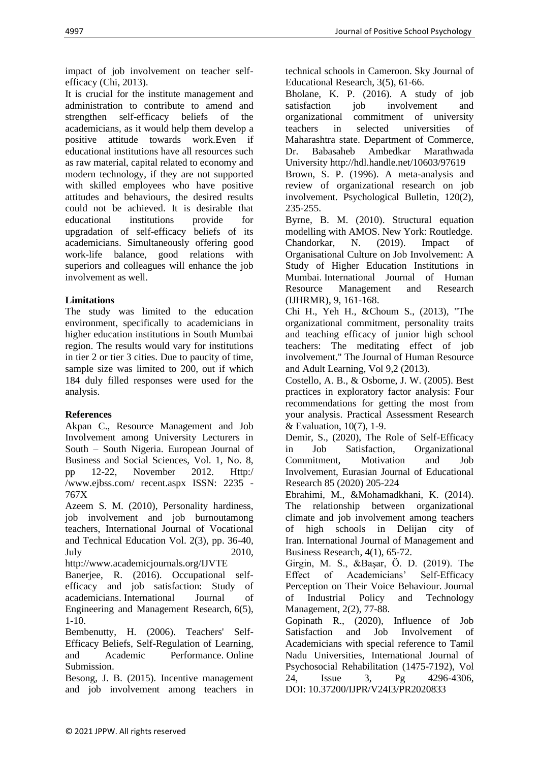impact of job involvement on teacher self-efficacy (Chi, 2013).

It is crucial for the institute management and administration to contribute to amend and strengthen self-efficacy beliefs of the academicians, as it would help them develop a positive attitude towards work.Even if educational institutions have all resources such as raw material, capital related to economy and modern technology, if they are not supported with skilled employees who have positive attitudes and behaviours, the desired results could not be achieved. It is desirable that educational institutions provide for upgradation of self-efficacy beliefs of its academicians. Simultaneously offering good work-life balance, good relations with superiors and colleagues will enhance the job involvement as well.

**Limitations**

The study was limited to the education environment, specifically to academicians in higher education institutions in South Mumbai region. The results would vary for institutions in tier 2 or tier 3 cities. Due to paucity of time, sample size was limited to 200, out if which 184 duly filled responses were used for the analysis.

**References**

Akpan C., Resource Management and Job Involvement among University Lecturers in South – South Nigeria. European Journal of Business and Social Sciences, Vol. 1, No. 8, pp 12-22, November 2012. Http:/ /www.ejbss.com/ recent.aspx ISSN: 2235 - 767X

Azeem S. M. (2010), Personality hardiness, job involvement and job burnoutamong teachers, International Journal of Vocational and Technical Education Vol. 2(3), pp. 36-40, July 2010, http://www.academicjournals.org/IJVTE

Banerjee, R. (2016). Occupational self-efficacy and job satisfaction: Study of academicians. International Journal of Engineering and Management Research, 6(5), 1-10.

Bembenutty, H. (2006). Teachers' Self-Efficacy Beliefs, Self-Regulation of Learning, and Academic Performance. Online Submission.

Besong, J. B. (2015). Incentive management and job involvement among teachers in technical schools in Cameroon. Sky Journal of Educational Research, 3(5), 61-66.

Bholane, K. P. (2016). A study of job satisfaction job involvement and organizational commitment of university teachers in selected universities of Maharashtra state. Department of Commerce, Dr. Babasaheb Ambedkar Marathwada University http://hdl.handle.net/10603/97619

Brown, S. P. (1996). A meta-analysis and review of organizational research on job involvement. Psychological Bulletin, 120(2), 235-255.

Byrne, B. M. (2010). Structural equation modelling with AMOS. New York: Routledge.

Chandorkar, N. (2019). Impact of Organisational Culture on Job Involvement: A Study of Higher Education Institutions in Mumbai. International Journal of Human Resource Management and Research (IJHRMR), 9, 161-168.

Chi H., Yeh H., &Choum S., (2013), "The organizational commitment, personality traits and teaching efficacy of junior high school teachers: The meditating effect of job involvement." The Journal of Human Resource and Adult Learning, Vol 9,2 (2013).

Costello, A. B., & Osborne, J. W. (2005). Best practices in exploratory factor analysis: Four recommendations for getting the most from your analysis. Practical Assessment Research & Evaluation, 10(7), 1-9.

Demir, S., (2020), The Role of Self-Efficacy in Job Satisfaction, Organizational Commitment, Motivation and Job Involvement, Eurasian Journal of Educational Research 85 (2020) 205-224

Ebrahimi, M., &Mohamadkhani, K. (2014). The relationship between organizational climate and job involvement among teachers of high schools in Delijan city of Iran. International Journal of Management and Business Research, 4(1), 65-72.

Girgin, M. S., &Başar, Ö. D. (2019). The Effect of Academicians' Self-Efficacy Perception on Their Voice Behaviour. Journal of Industrial Policy and Technology Management, 2(2), 77-88.

Gopinath R., (2020), Influence of Job Satisfaction and Job Involvement of Academicians with special reference to Tamil Nadu Universities, International Journal of Psychosocial Rehabilitation (1475-7192), Vol 24, Issue 3, Pg 4296-4306, DOI: 10.37200/IJPR/V24I3/PR2020833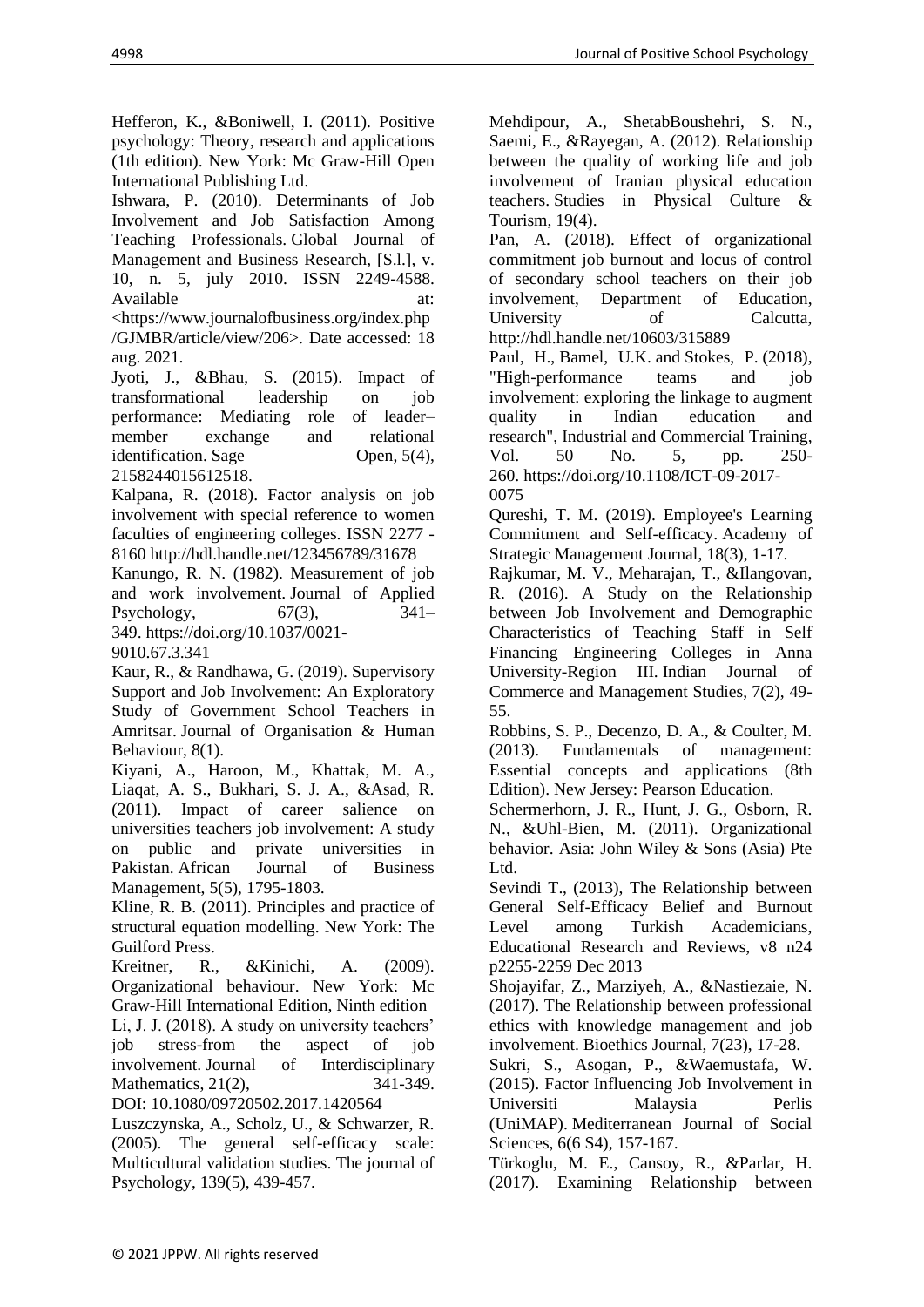Hefferon, K., &Boniwell, I. (2011). Positive psychology: Theory, research and applications (1th edition). New York: Mc Graw-Hill Open International Publishing Ltd.

Ishwara, P. (2010). Determinants of Job Involvement and Job Satisfaction Among Teaching Professionals. Global Journal of Management and Business Research, [S.l.], v. 10, n. 5, july 2010. ISSN 2249-4588. Available at: <https://www.journalofbusiness.org/index.php/GJMBR/article/view/206>. Date accessed: 18 aug. 2021.

Jyoti, J., &Bhau, S. (2015). Impact of transformational leadership on job performance: Mediating role of leader–member exchange and relational identification. Sage Open, 5(4), 2158244015612518.

Kalpana, R. (2018). Factor analysis on job involvement with special reference to women faculties of engineering colleges. ISSN 2277 - 8160 http://hdl.handle.net/123456789/31678

Kanungo, R. N. (1982). Measurement of job and work involvement. Journal of Applied Psychology, 67(3), 341–349. https://doi.org/10.1037/0021-9010.67.3.341

Kaur, R., & Randhawa, G. (2019). Supervisory Support and Job Involvement: An Exploratory Study of Government School Teachers in Amritsar. Journal of Organisation & Human Behaviour, 8(1).

Kiyani, A., Haroon, M., Khattak, M. A., Liaqat, A. S., Bukhari, S. J. A., &Asad, R. (2011). Impact of career salience on universities teachers job involvement: A study on public and private universities in Pakistan. African Journal of Business Management, 5(5), 1795-1803.

Kline, R. B. (2011). Principles and practice of structural equation modelling. New York: The Guilford Press.

Kreitner, R., &Kinichi, A. (2009). Organizational behaviour. New York: Mc Graw-Hill International Edition, Ninth edition

Li, J. J. (2018). A study on university teachers' job stress-from the aspect of job involvement. Journal of Interdisciplinary Mathematics, 21(2), 341-349. DOI: 10.1080/09720502.2017.1420564

Luszczynska, A., Scholz, U., & Schwarzer, R. (2005). The general self-efficacy scale: Multicultural validation studies. The journal of Psychology, 139(5), 439-457.

Mehdipour, A., ShetabBoushehri, S. N., Saemi, E., &Rayegan, A. (2012). Relationship between the quality of working life and job involvement of Iranian physical education teachers. Studies in Physical Culture & Tourism, 19(4).

Pan, A. (2018). Effect of organizational commitment job burnout and locus of control of secondary school teachers on their job involvement, Department of Education, University of Calcutta, http://hdl.handle.net/10603/315889

Paul, H., Bamel, U.K. and Stokes, P. (2018), "High-performance teams and job involvement: exploring the linkage to augment quality in Indian education and research", Industrial and Commercial Training, Vol. 50 No. 5, pp. 250-260. https://doi.org/10.1108/ICT-09-2017-0075

Qureshi, T. M. (2019). Employee's Learning Commitment and Self-efficacy. Academy of Strategic Management Journal, 18(3), 1-17.

Rajkumar, M. V., Meharajan, T., &Ilangovan, R. (2016). A Study on the Relationship between Job Involvement and Demographic Characteristics of Teaching Staff in Self Financing Engineering Colleges in Anna University-Region III. Indian Journal of Commerce and Management Studies, 7(2), 49-55.

Robbins, S. P., Decenzo, D. A., & Coulter, M. (2013). Fundamentals of management: Essential concepts and applications (8th Edition). New Jersey: Pearson Education.

Schermerhorn, J. R., Hunt, J. G., Osborn, R. N., &Uhl-Bien, M. (2011). Organizational behavior. Asia: John Wiley & Sons (Asia) Pte Ltd.

Sevindi T., (2013), The Relationship between General Self-Efficacy Belief and Burnout Level among Turkish Academicians, Educational Research and Reviews, v8 n24 p2255-2259 Dec 2013

Shojayifar, Z., Marziyeh, A., &Nastiezaie, N. (2017). The Relationship between professional ethics with knowledge management and job involvement. Bioethics Journal, 7(23), 17-28.

Sukri, S., Asogan, P., &Waemustafa, W. (2015). Factor Influencing Job Involvement in Universiti Malaysia Perlis (UniMAP). Mediterranean Journal of Social Sciences, 6(6 S4), 157-167.

Türkoglu, M. E., Cansoy, R., &Parlar, H. (2017). Examining Relationship between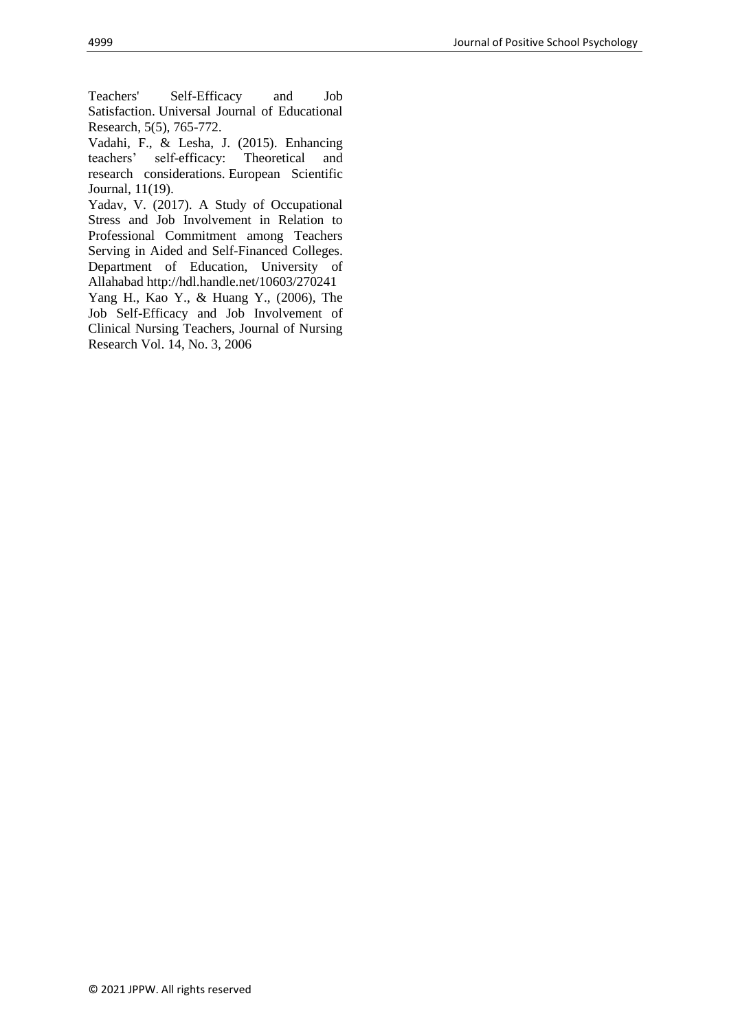Teachers' Self-Efficacy and Job Satisfaction. Universal Journal of Educational Research, 5(5), 765-772.

Vadahi, F., & Lesha, J. (2015). Enhancing teachers' self-efficacy: Theoretical and research considerations. European Scientific Journal, 11(19).

Yadav, V. (2017). A Study of Occupational Stress and Job Involvement in Relation to Professional Commitment among Teachers Serving in Aided and Self-Financed Colleges. Department of Education, University of Allahabad http://hdl.handle.net/10603/270241

Yang H., Kao Y., & Huang Y., (2006), The Job Self-Efficacy and Job Involvement of Clinical Nursing Teachers, Journal of Nursing Research Vol. 14, No. 3, 2006